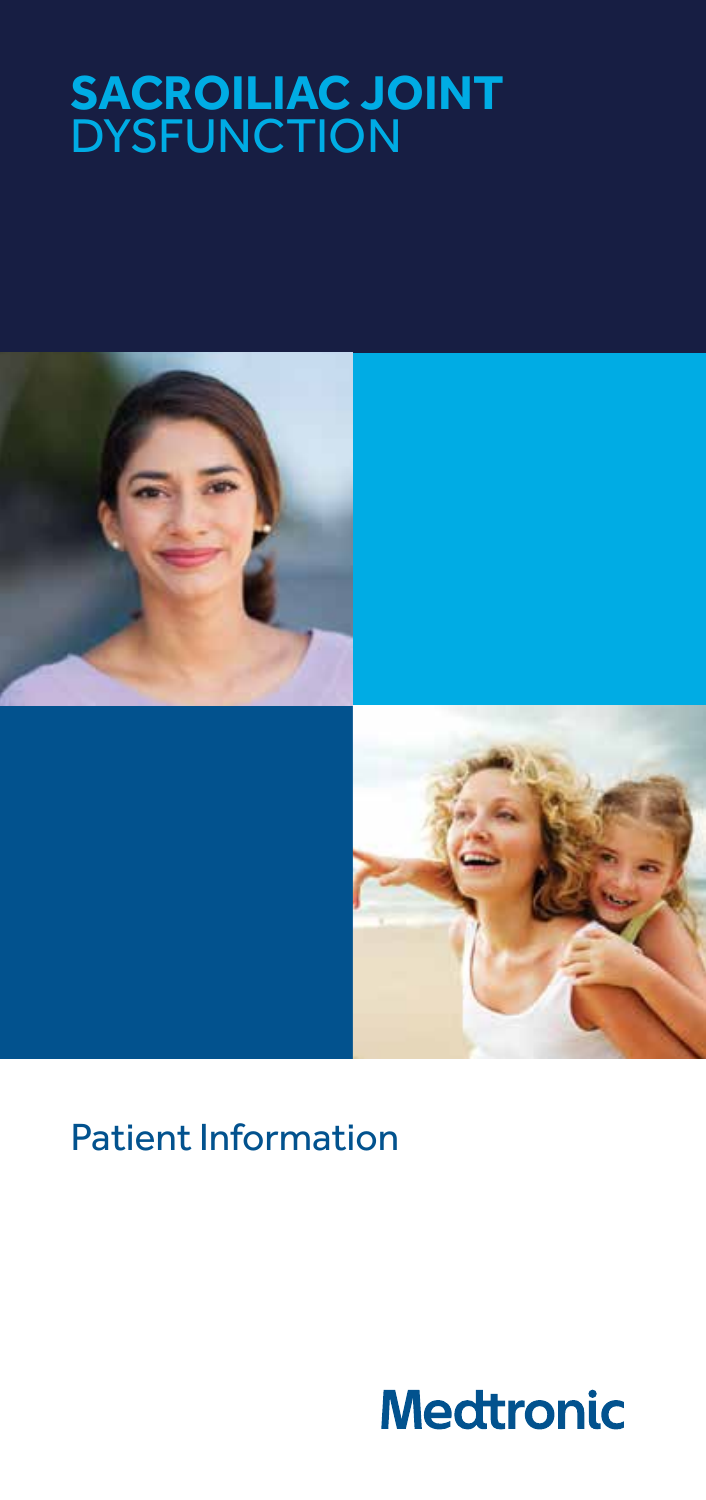# SACROILIAC JOINT DYSFUNCTION

Patient Information

Medtronic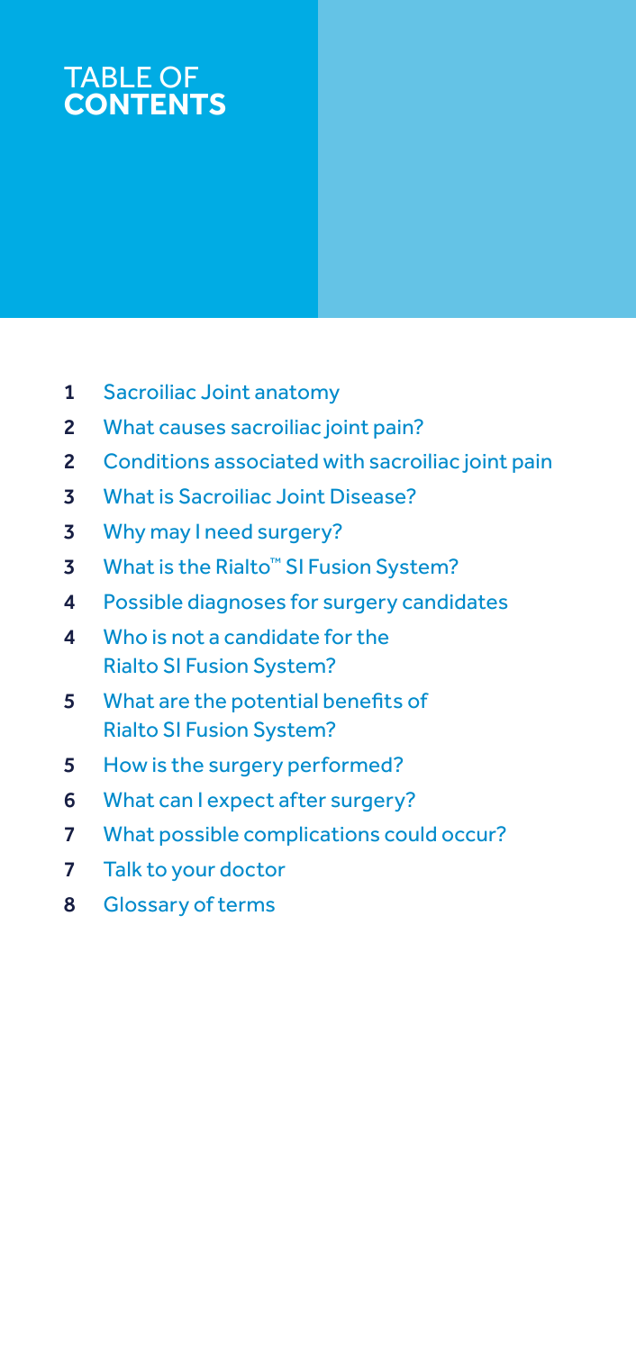# TABLE OF **CONTENTS**

| | |
|---|---|
| 1 | Sacroiliac Joint anatomy |
| 2 | What causes sacroiliac joint pain? |
| 2 | Conditions associated with sacroiliac joint pain |
| 3 | What is Sacroiliac Joint Disease? |
| 3 | Why may I need surgery? |
| 3 | What is the Rialto™ SI Fusion System? |
| 4 | Possible diagnoses for surgery candidates |
| 4 | Who is not a candidate for the Rialto SI Fusion System? |
| 5 | What are the potential benefits of Rialto SI Fusion System? |
| 5 | How is the surgery performed? |
| 6 | What can I expect after surgery? |
| 7 | What possible complications could occur? |
| 7 | Talk to your doctor |
| 8 | Glossary of terms |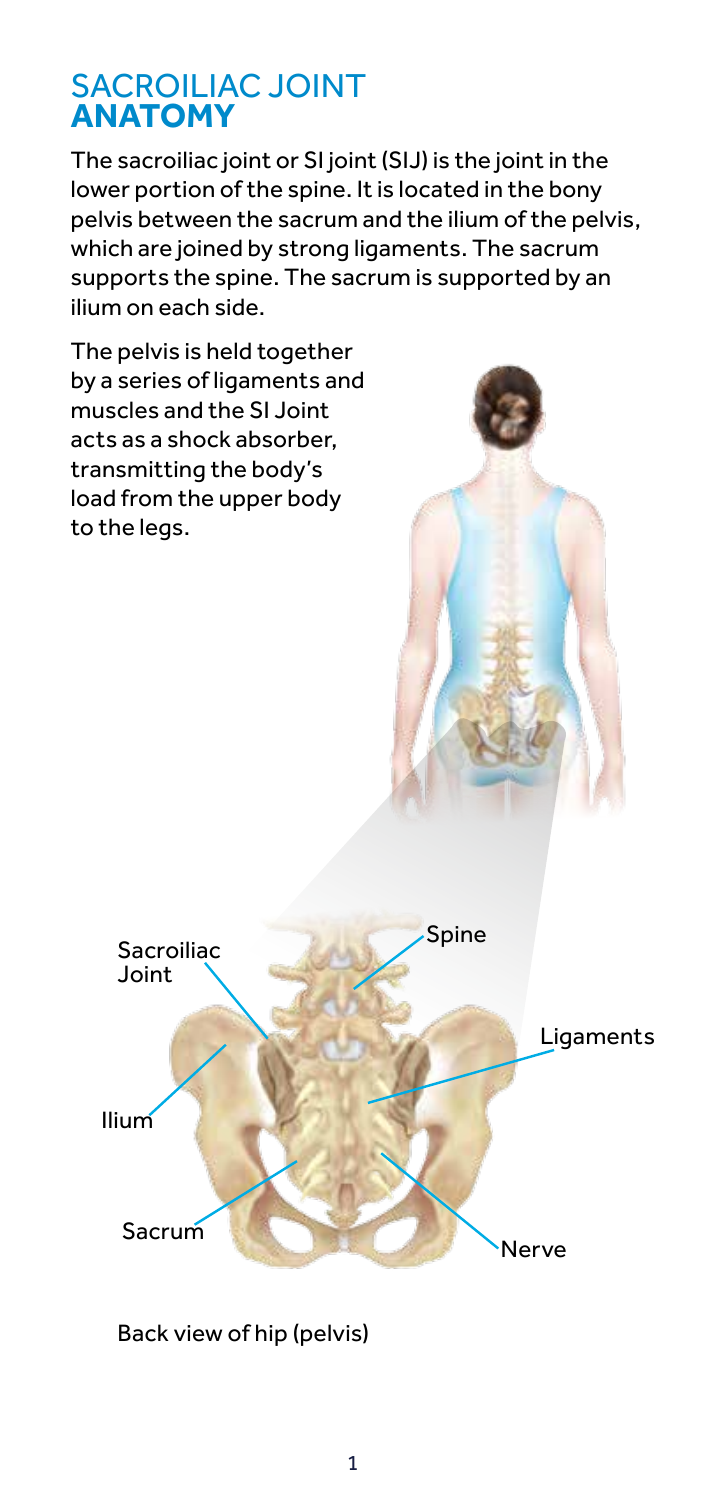# SACROILIAC JOINT **ANATOMY**

The sacroiliac joint or SI joint (SIJ) is the joint in the lower portion of the spine. It is located in the bony pelvis between the sacrum and the ilium of the pelvis, which are joined by strong ligaments. The sacrum supports the spine. The sacrum is supported by an ilium on each side.

The pelvis is held together by a series of ligaments and muscles and the SI Joint acts as a shock absorber, transmitting the body's load from the upper body to the legs.

Sacroiliac Joint

Spine

Ligaments

Ilium

Sacrum

Nerve

Back view of hip (pelvis)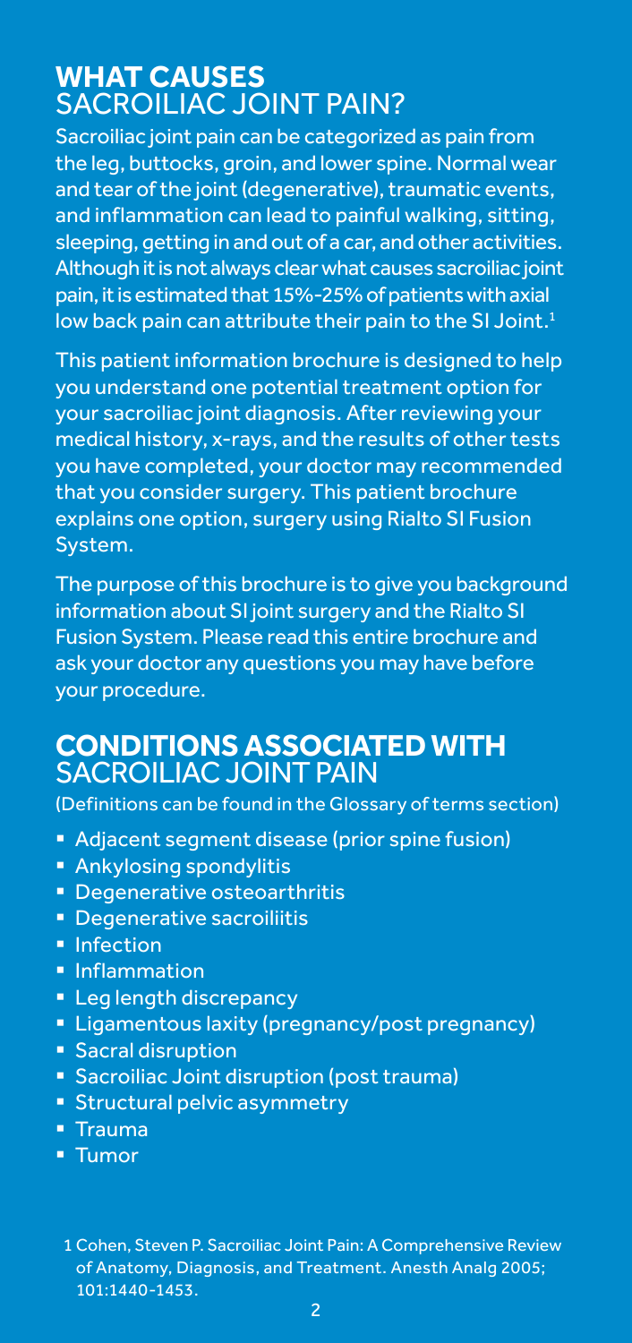## **WHAT CAUSES** SACROILIAC JOINT PAIN?

Sacroiliac joint pain can be categorized as pain from the leg, buttocks, groin, and lower spine. Normal wear and tear of the joint (degenerative), traumatic events, and inflammation can lead to painful walking, sitting, sleeping, getting in and out of a car, and other activities. Although it is not always clear what causes sacroiliac joint pain, it is estimated that 15%-25% of patients with axial low back pain can attribute their pain to the SI Joint.[1]

This patient information brochure is designed to help you understand one potential treatment option for your sacroiliac joint diagnosis. After reviewing your medical history, x-rays, and the results of other tests you have completed, your doctor may recommended that you consider surgery. This patient brochure explains one option, surgery using Rialto SI Fusion System.

The purpose of this brochure is to give you background information about SI joint surgery and the Rialto SI Fusion System. Please read this entire brochure and ask your doctor any questions you may have before your procedure.

## **CONDITIONS ASSOCIATED WITH** SACROILIAC JOINT PAIN

(Definitions can be found in the Glossary of terms section)

- Adjacent segment disease (prior spine fusion)
- Ankylosing spondylitis
- Degenerative osteoarthritis
- Degenerative sacroiliitis
- Infection
- Inflammation
- Leg length discrepancy
- Ligamentous laxity (pregnancy/post pregnancy)
- Sacral disruption
- Sacroiliac Joint disruption (post trauma)
- Structural pelvic asymmetry
- Trauma
- Tumor

1 Cohen, Steven P. Sacroiliac Joint Pain: A Comprehensive Review of Anatomy, Diagnosis, and Treatment. Anesth Analg 2005; 101:1440-1453.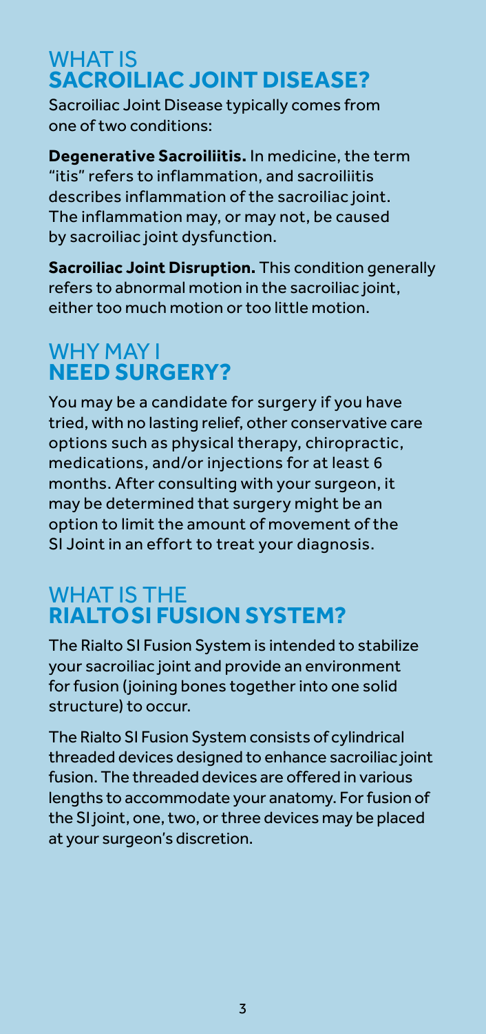## WHAT IS **SACROILIAC JOINT DISEASE?**

Sacroiliac Joint Disease typically comes from one of two conditions:

**Degenerative Sacroiliitis.** In medicine, the term "itis" refers to inflammation, and sacroiliitis describes inflammation of the sacroiliac joint. The inflammation may, or may not, be caused by sacroiliac joint dysfunction.

**Sacroiliac Joint Disruption.** This condition generally refers to abnormal motion in the sacroiliac joint, either too much motion or too little motion.

## WHY MAY I **NEED SURGERY?**

You may be a candidate for surgery if you have tried, with no lasting relief, other conservative care options such as physical therapy, chiropractic, medications, and/or injections for at least 6 months. After consulting with your surgeon, it may be determined that surgery might be an option to limit the amount of movement of the SI Joint in an effort to treat your diagnosis.

## WHAT IS THE **RIALTO SI FUSION SYSTEM?**

The Rialto SI Fusion System is intended to stabilize your sacroiliac joint and provide an environment for fusion (joining bones together into one solid structure) to occur.

The Rialto SI Fusion System consists of cylindrical threaded devices designed to enhance sacroiliac joint fusion. The threaded devices are offered in various lengths to accommodate your anatomy. For fusion of the SI joint, one, two, or three devices may be placed at your surgeon's discretion.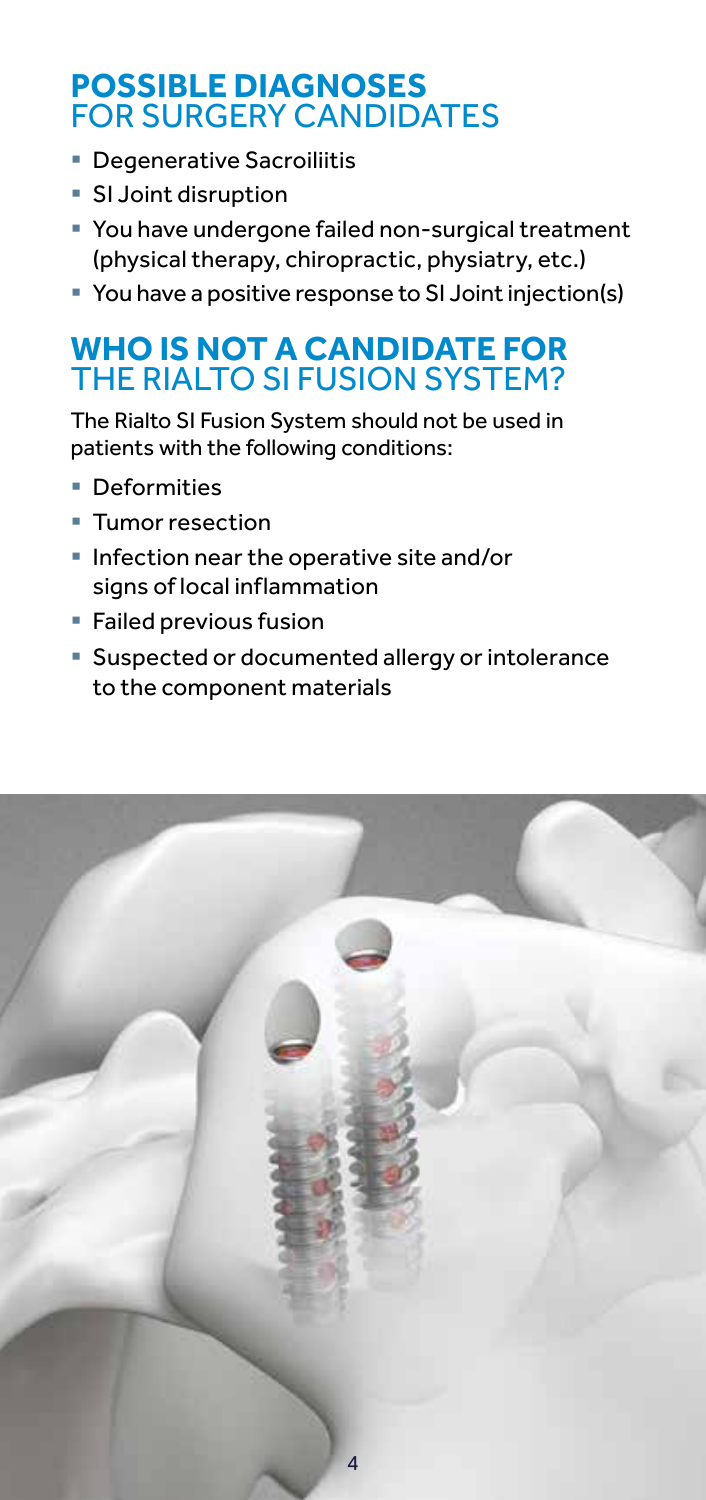## POSSIBLE DIAGNOSES FOR SURGERY CANDIDATES

- Degenerative Sacroiliitis
- SI Joint disruption
- You have undergone failed non-surgical treatment (physical therapy, chiropractic, physiatry, etc.)
- You have a positive response to SI Joint injection(s)

## WHO IS NOT A CANDIDATE FOR THE RIALTO SI FUSION SYSTEM?

The Rialto SI Fusion System should not be used in patients with the following conditions:

- Deformities
- Tumor resection
- Infection near the operative site and/or signs of local inflammation
- Failed previous fusion
- Suspected or documented allergy or intolerance to the component materials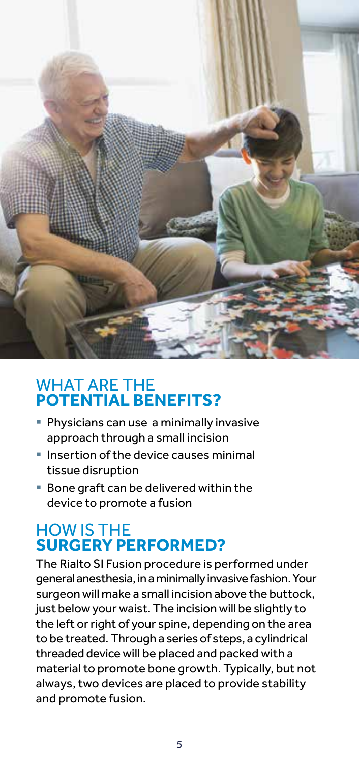## WHAT ARE THE **POTENTIAL BENEFITS?**

- Physicians can use a minimally invasive approach through a small incision
- Insertion of the device causes minimal tissue disruption
- Bone graft can be delivered within the device to promote a fusion

## HOW IS THE **SURGERY PERFORMED?**

The Rialto SI Fusion procedure is performed under general anesthesia, in a minimally invasive fashion. Your surgeon will make a small incision above the buttock, just below your waist. The incision will be slightly to the left or right of your spine, depending on the area to be treated. Through a series of steps, a cylindrical threaded device will be placed and packed with a material to promote bone growth. Typically, but not always, two devices are placed to provide stability and promote fusion.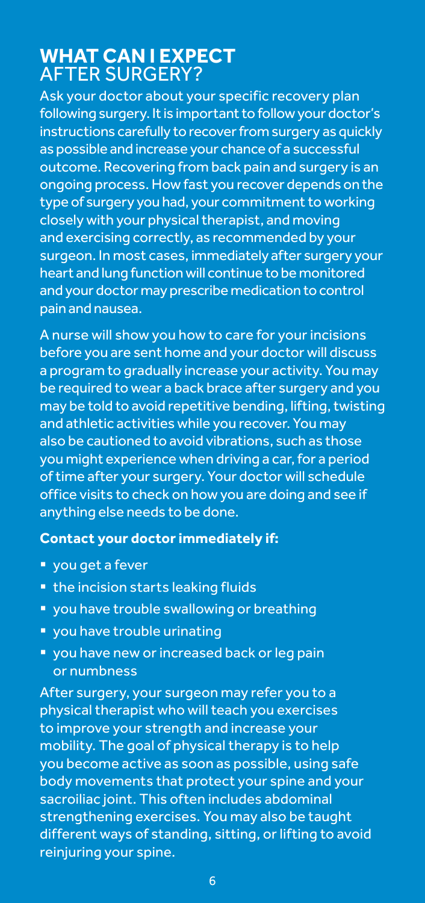## **WHAT CAN I EXPECT** AFTER SURGERY?

Ask your doctor about your specific recovery plan following surgery. It is important to follow your doctor's instructions carefully to recover from surgery as quickly as possible and increase your chance of a successful outcome. Recovering from back pain and surgery is an ongoing process. How fast you recover depends on the type of surgery you had, your commitment to working closely with your physical therapist, and moving and exercising correctly, as recommended by your surgeon. In most cases, immediately after surgery your heart and lung function will continue to be monitored and your doctor may prescribe medication to control pain and nausea.

A nurse will show you how to care for your incisions before you are sent home and your doctor will discuss a program to gradually increase your activity. You may be required to wear a back brace after surgery and you may be told to avoid repetitive bending, lifting, twisting and athletic activities while you recover. You may also be cautioned to avoid vibrations, such as those you might experience when driving a car, for a period of time after your surgery. Your doctor will schedule office visits to check on how you are doing and see if anything else needs to be done.

**Contact your doctor immediately if:**

- you get a fever
- the incision starts leaking fluids
- you have trouble swallowing or breathing
- you have trouble urinating
- you have new or increased back or leg pain or numbness

After surgery, your surgeon may refer you to a physical therapist who will teach you exercises to improve your strength and increase your mobility. The goal of physical therapy is to help you become active as soon as possible, using safe body movements that protect your spine and your sacroiliac joint. This often includes abdominal strengthening exercises. You may also be taught different ways of standing, sitting, or lifting to avoid reinjuring your spine.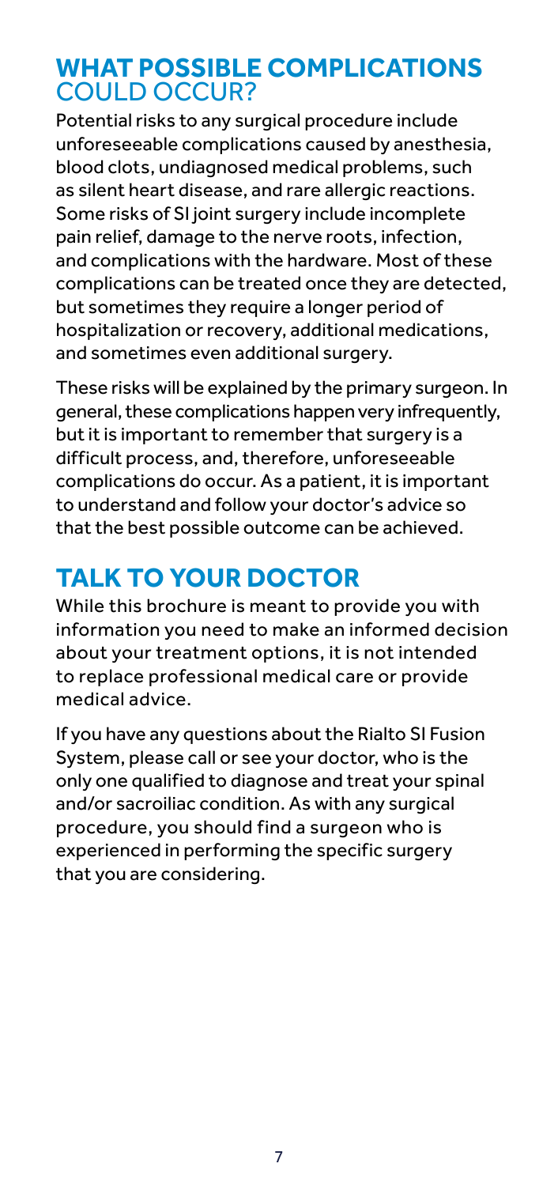## WHAT POSSIBLE COMPLICATIONS COULD OCCUR?

Potential risks to any surgical procedure include unforeseeable complications caused by anesthesia, blood clots, undiagnosed medical problems, such as silent heart disease, and rare allergic reactions. Some risks of SI joint surgery include incomplete pain relief, damage to the nerve roots, infection, and complications with the hardware. Most of these complications can be treated once they are detected, but sometimes they require a longer period of hospitalization or recovery, additional medications, and sometimes even additional surgery.

These risks will be explained by the primary surgeon. In general, these complications happen very infrequently, but it is important to remember that surgery is a difficult process, and, therefore, unforeseeable complications do occur. As a patient, it is important to understand and follow your doctor's advice so that the best possible outcome can be achieved.

## TALK TO YOUR DOCTOR

While this brochure is meant to provide you with information you need to make an informed decision about your treatment options, it is not intended to replace professional medical care or provide medical advice.

If you have any questions about the Rialto SI Fusion System, please call or see your doctor, who is the only one qualified to diagnose and treat your spinal and/or sacroiliac condition. As with any surgical procedure, you should find a surgeon who is experienced in performing the specific surgery that you are considering.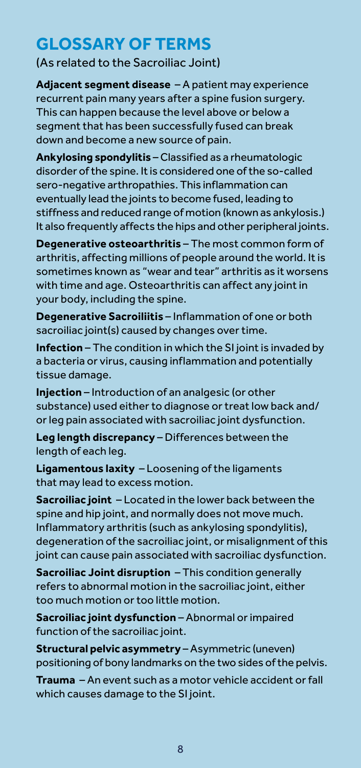## GLOSSARY OF TERMS

(As related to the Sacroiliac Joint)

**Adjacent segment disease** – A patient may experience recurrent pain many years after a spine fusion surgery. This can happen because the level above or below a segment that has been successfully fused can break down and become a new source of pain.

**Ankylosing spondylitis** – Classified as a rheumatologic disorder of the spine. It is considered one of the so-called sero-negative arthropathies. This inflammation can eventually lead the joints to become fused, leading to stiffness and reduced range of motion (known as ankylosis.) It also frequently affects the hips and other peripheral joints.

**Degenerative osteoarthritis** – The most common form of arthritis, affecting millions of people around the world. It is sometimes known as "wear and tear" arthritis as it worsens with time and age. Osteoarthritis can affect any joint in your body, including the spine.

**Degenerative Sacroiliitis** – Inflammation of one or both sacroiliac joint(s) caused by changes over time.

**Infection** – The condition in which the SI joint is invaded by a bacteria or virus, causing inflammation and potentially tissue damage.

**Injection** – Introduction of an analgesic (or other substance) used either to diagnose or treat low back and/or leg pain associated with sacroiliac joint dysfunction.

**Leg length discrepancy** – Differences between the length of each leg.

**Ligamentous laxity** – Loosening of the ligaments that may lead to excess motion.

**Sacroiliac joint** – Located in the lower back between the spine and hip joint, and normally does not move much. Inflammatory arthritis (such as ankylosing spondylitis), degeneration of the sacroiliac joint, or misalignment of this joint can cause pain associated with sacroiliac dysfunction.

**Sacroiliac Joint disruption** – This condition generally refers to abnormal motion in the sacroiliac joint, either too much motion or too little motion.

**Sacroiliac joint dysfunction** – Abnormal or impaired function of the sacroiliac joint.

**Structural pelvic asymmetry** – Asymmetric (uneven) positioning of bony landmarks on the two sides of the pelvis.

**Trauma** – An event such as a motor vehicle accident or fall which causes damage to the SI joint.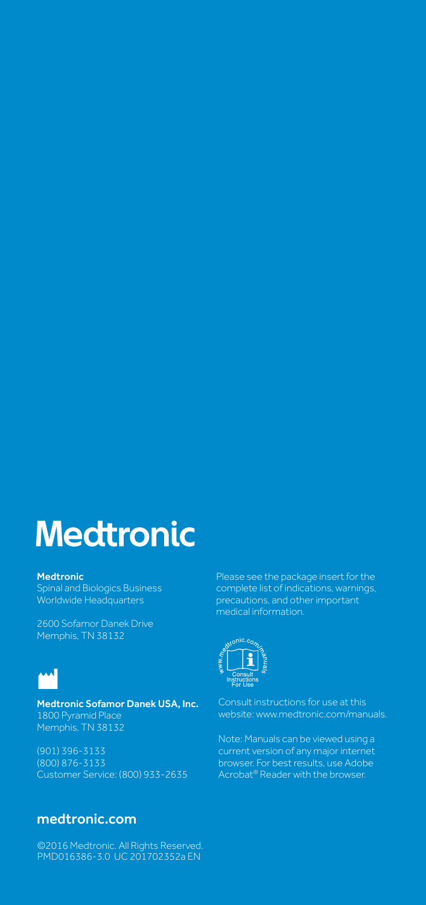# Medtronic

**Medtronic**
Spinal and Biologics Business
Worldwide Headquarters

2600 Sofamor Danek Drive
Memphis, TN 38132

**Medtronic Sofamor Danek USA, Inc.**
1800 Pyramid Place
Memphis, TN 38132

(901) 396-3133
(800) 876-3133
Customer Service: (800) 933-2635

## medtronic.com

©2016 Medtronic. All Rights Reserved.
PMD016386-3.0 UC 201702352a EN

Please see the package insert for the complete list of indications, warnings, precautions, and other important medical information.

www.medtronic.com/manuals
Consult Instructions For Use

Consult instructions for use at this website: www.medtronic.com/manuals.

Note: Manuals can be viewed using a current version of any major internet browser. For best results, use Adobe Acrobat® Reader with the browser.